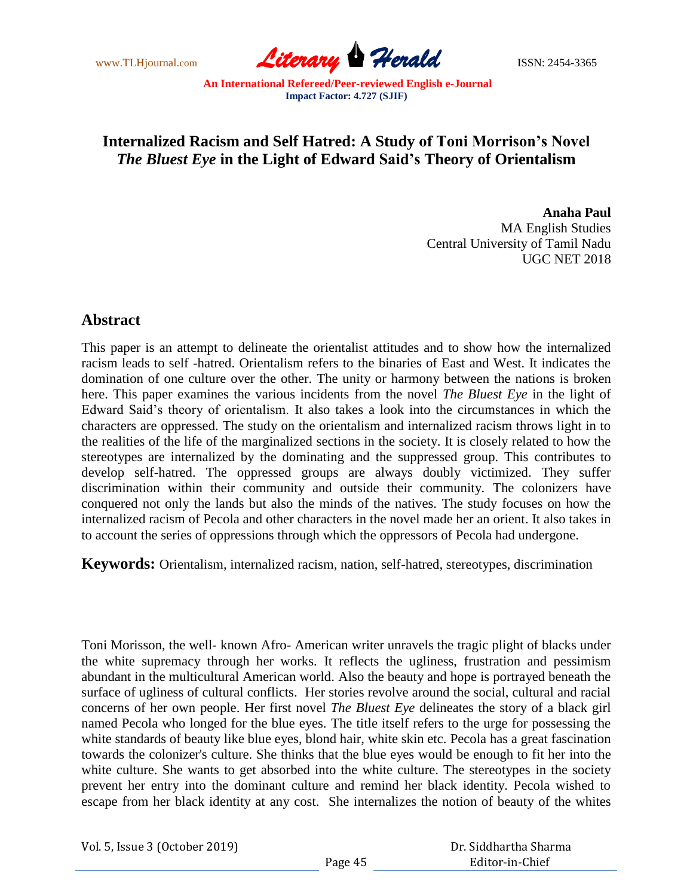# Internalized Racism and Self Hatred: A Study of Toni Morrison's Novel *The Bluest Eye* in the Light of Edward Said's Theory of Orientalism

**Anaha Paul**
MA English Studies
Central University of Tamil Nadu
UGC NET 2018

## Abstract

This paper is an attempt to delineate the orientalist attitudes and to show how the internalized racism leads to self -hatred. Orientalism refers to the binaries of East and West. It indicates the domination of one culture over the other. The unity or harmony between the nations is broken here. This paper examines the various incidents from the novel *The Bluest Eye* in the light of Edward Said's theory of orientalism. It also takes a look into the circumstances in which the characters are oppressed. The study on the orientalism and internalized racism throws light in to the realities of the life of the marginalized sections in the society. It is closely related to how the stereotypes are internalized by the dominating and the suppressed group. This contributes to develop self-hatred. The oppressed groups are always doubly victimized. They suffer discrimination within their community and outside their community. The colonizers have conquered not only the lands but also the minds of the natives. The study focuses on how the internalized racism of Pecola and other characters in the novel made her an orient. It also takes in to account the series of oppressions through which the oppressors of Pecola had undergone.

**Keywords:** Orientalism, internalized racism, nation, self-hatred, stereotypes, discrimination

Toni Morisson, the well- known Afro- American writer unravels the tragic plight of blacks under the white supremacy through her works. It reflects the ugliness, frustration and pessimism abundant in the multicultural American world. Also the beauty and hope is portrayed beneath the surface of ugliness of cultural conflicts. Her stories revolve around the social, cultural and racial concerns of her own people. Her first novel *The Bluest Eye* delineates the story of a black girl named Pecola who longed for the blue eyes. The title itself refers to the urge for possessing the white standards of beauty like blue eyes, blond hair, white skin etc. Pecola has a great fascination towards the colonizer's culture. She thinks that the blue eyes would be enough to fit her into the white culture. She wants to get absorbed into the white culture. The stereotypes in the society prevent her entry into the dominant culture and remind her black identity. Pecola wished to escape from her black identity at any cost. She internalizes the notion of beauty of the whites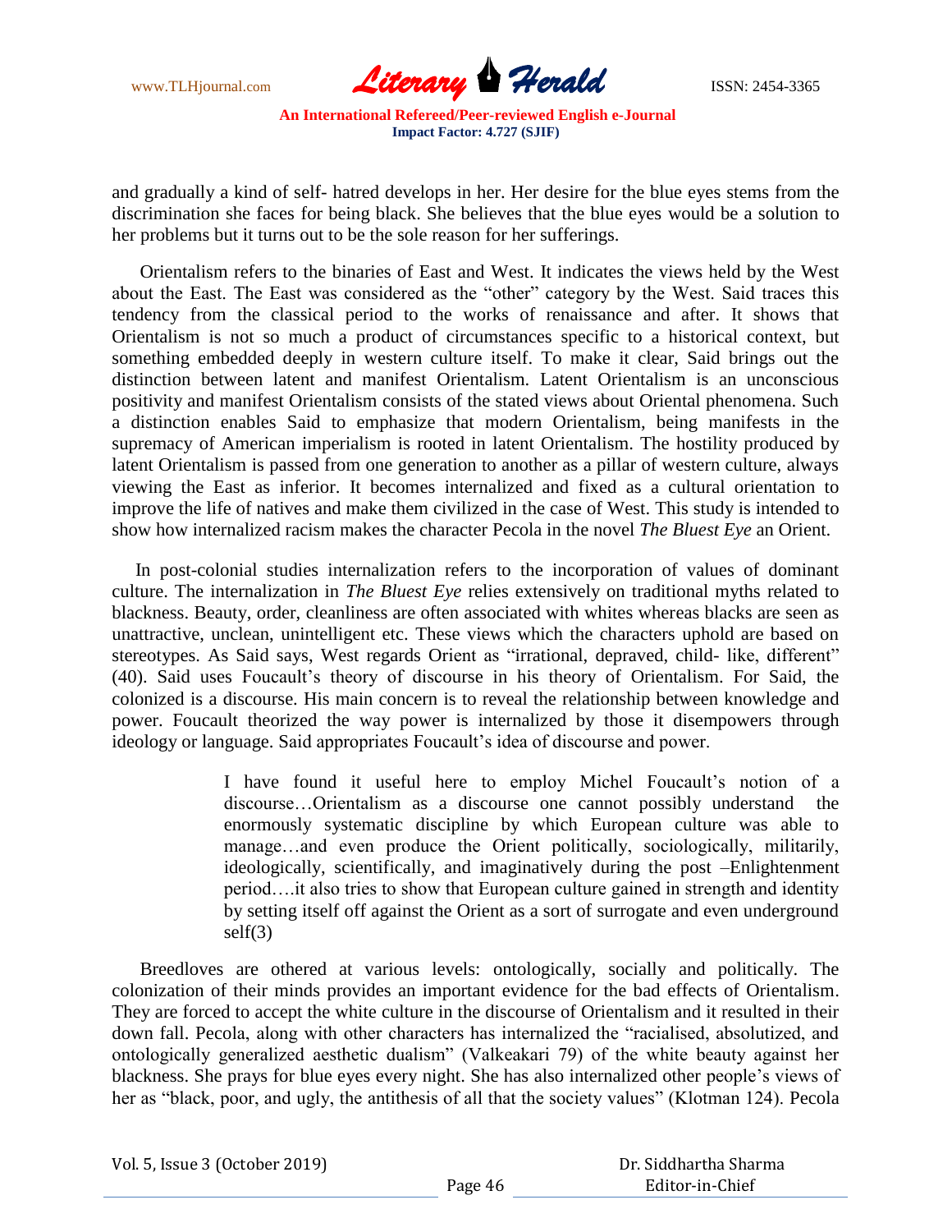and gradually a kind of self- hatred develops in her. Her desire for the blue eyes stems from the discrimination she faces for being black. She believes that the blue eyes would be a solution to her problems but it turns out to be the sole reason for her sufferings.

Orientalism refers to the binaries of East and West. It indicates the views held by the West about the East. The East was considered as the "other" category by the West. Said traces this tendency from the classical period to the works of renaissance and after. It shows that Orientalism is not so much a product of circumstances specific to a historical context, but something embedded deeply in western culture itself. To make it clear, Said brings out the distinction between latent and manifest Orientalism. Latent Orientalism is an unconscious positivity and manifest Orientalism consists of the stated views about Oriental phenomena. Such a distinction enables Said to emphasize that modern Orientalism, being manifests in the supremacy of American imperialism is rooted in latent Orientalism. The hostility produced by latent Orientalism is passed from one generation to another as a pillar of western culture, always viewing the East as inferior. It becomes internalized and fixed as a cultural orientation to improve the life of natives and make them civilized in the case of West. This study is intended to show how internalized racism makes the character Pecola in the novel *The Bluest Eye* an Orient.

In post-colonial studies internalization refers to the incorporation of values of dominant culture. The internalization in *The Bluest Eye* relies extensively on traditional myths related to blackness. Beauty, order, cleanliness are often associated with whites whereas blacks are seen as unattractive, unclean, unintelligent etc. These views which the characters uphold are based on stereotypes. As Said says, West regards Orient as "irrational, depraved, child- like, different" (40). Said uses Foucault's theory of discourse in his theory of Orientalism. For Said, the colonized is a discourse. His main concern is to reveal the relationship between knowledge and power. Foucault theorized the way power is internalized by those it disempowers through ideology or language. Said appropriates Foucault's idea of discourse and power.

> I have found it useful here to employ Michel Foucault's notion of a discourse…Orientalism as a discourse one cannot possibly understand the enormously systematic discipline by which European culture was able to manage…and even produce the Orient politically, sociologically, militarily, ideologically, scientifically, and imaginatively during the post –Enlightenment period….it also tries to show that European culture gained in strength and identity by setting itself off against the Orient as a sort of surrogate and even underground self(3)

Breedloves are othered at various levels: ontologically, socially and politically. The colonization of their minds provides an important evidence for the bad effects of Orientalism. They are forced to accept the white culture in the discourse of Orientalism and it resulted in their down fall. Pecola, along with other characters has internalized the "racialised, absolutized, and ontologically generalized aesthetic dualism" (Valkeakari 79) of the white beauty against her blackness. She prays for blue eyes every night. She has also internalized other people's views of her as "black, poor, and ugly, the antithesis of all that the society values" (Klotman 124). Pecola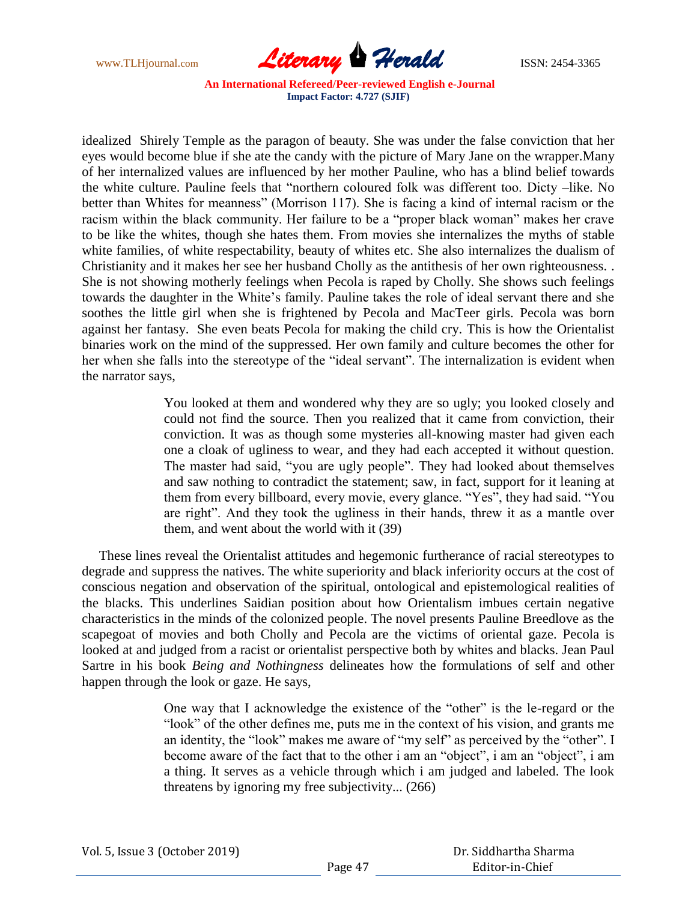idealized Shirely Temple as the paragon of beauty. She was under the false conviction that her eyes would become blue if she ate the candy with the picture of Mary Jane on the wrapper.Many of her internalized values are influenced by her mother Pauline, who has a blind belief towards the white culture. Pauline feels that "northern coloured folk was different too. Dicty –like. No better than Whites for meanness" (Morrison 117). She is facing a kind of internal racism or the racism within the black community. Her failure to be a "proper black woman" makes her crave to be like the whites, though she hates them. From movies she internalizes the myths of stable white families, of white respectability, beauty of whites etc. She also internalizes the dualism of Christianity and it makes her see her husband Cholly as the antithesis of her own righteousness. . She is not showing motherly feelings when Pecola is raped by Cholly. She shows such feelings towards the daughter in the White's family. Pauline takes the role of ideal servant there and she soothes the little girl when she is frightened by Pecola and MacTeer girls. Pecola was born against her fantasy. She even beats Pecola for making the child cry. This is how the Orientalist binaries work on the mind of the suppressed. Her own family and culture becomes the other for her when she falls into the stereotype of the "ideal servant". The internalization is evident when the narrator says,

> You looked at them and wondered why they are so ugly; you looked closely and could not find the source. Then you realized that it came from conviction, their conviction. It was as though some mysteries all-knowing master had given each one a cloak of ugliness to wear, and they had each accepted it without question. The master had said, "you are ugly people". They had looked about themselves and saw nothing to contradict the statement; saw, in fact, support for it leaning at them from every billboard, every movie, every glance. "Yes", they had said. "You are right". And they took the ugliness in their hands, threw it as a mantle over them, and went about the world with it (39)

These lines reveal the Orientalist attitudes and hegemonic furtherance of racial stereotypes to degrade and suppress the natives. The white superiority and black inferiority occurs at the cost of conscious negation and observation of the spiritual, ontological and epistemological realities of the blacks. This underlines Saidian position about how Orientalism imbues certain negative characteristics in the minds of the colonized people. The novel presents Pauline Breedlove as the scapegoat of movies and both Cholly and Pecola are the victims of oriental gaze. Pecola is looked at and judged from a racist or orientalist perspective both by whites and blacks. Jean Paul Sartre in his book *Being and Nothingness* delineates how the formulations of self and other happen through the look or gaze. He says,

> One way that I acknowledge the existence of the "other" is the le-regard or the "look" of the other defines me, puts me in the context of his vision, and grants me an identity, the "look" makes me aware of "my self" as perceived by the "other". I become aware of the fact that to the other i am an "object", i am an "object", i am a thing. It serves as a vehicle through which i am judged and labeled. The look threatens by ignoring my free subjectivity... (266)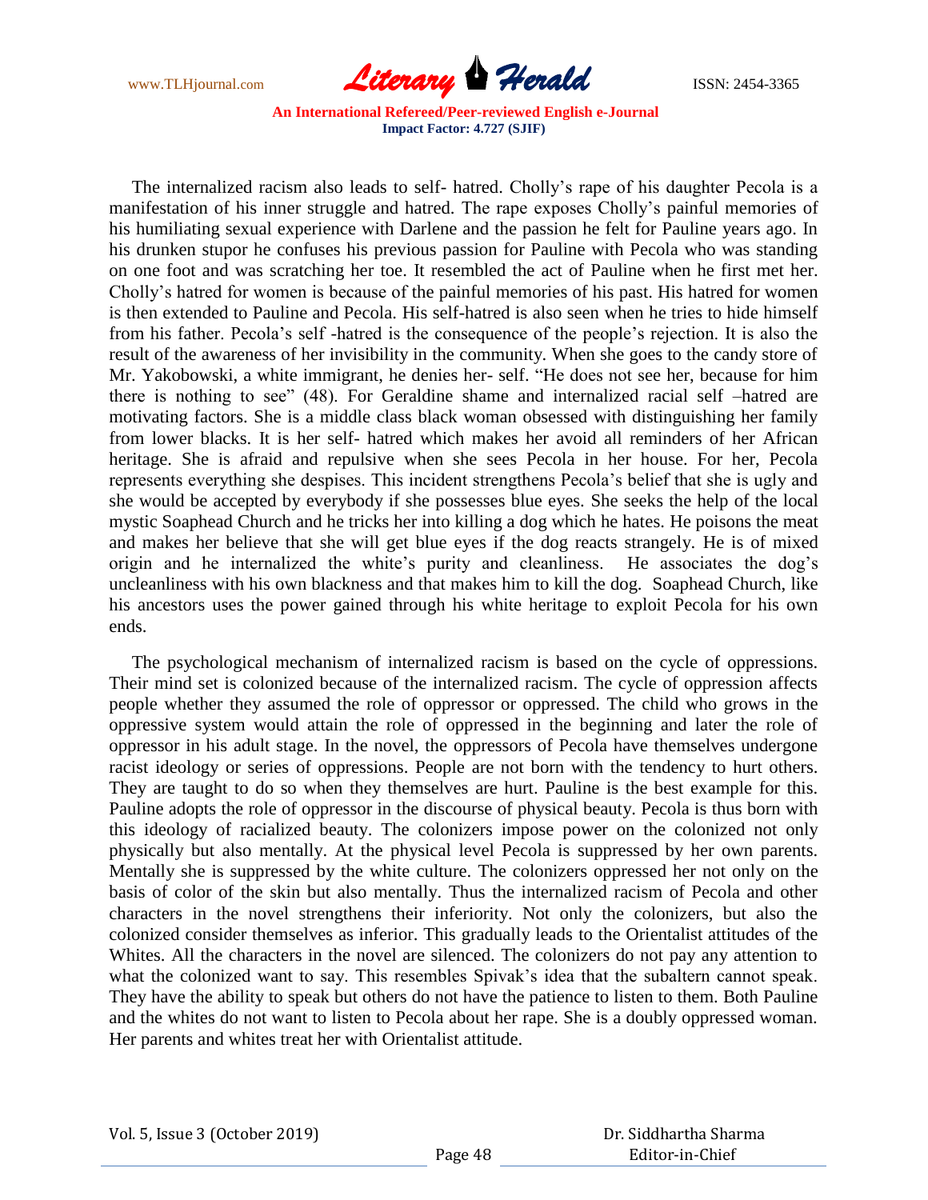The internalized racism also leads to self- hatred. Cholly's rape of his daughter Pecola is a manifestation of his inner struggle and hatred. The rape exposes Cholly's painful memories of his humiliating sexual experience with Darlene and the passion he felt for Pauline years ago. In his drunken stupor he confuses his previous passion for Pauline with Pecola who was standing on one foot and was scratching her toe. It resembled the act of Pauline when he first met her. Cholly's hatred for women is because of the painful memories of his past. His hatred for women is then extended to Pauline and Pecola. His self-hatred is also seen when he tries to hide himself from his father. Pecola's self -hatred is the consequence of the people's rejection. It is also the result of the awareness of her invisibility in the community. When she goes to the candy store of Mr. Yakobowski, a white immigrant, he denies her- self. "He does not see her, because for him there is nothing to see" (48). For Geraldine shame and internalized racial self –hatred are motivating factors. She is a middle class black woman obsessed with distinguishing her family from lower blacks. It is her self- hatred which makes her avoid all reminders of her African heritage. She is afraid and repulsive when she sees Pecola in her house. For her, Pecola represents everything she despises. This incident strengthens Pecola's belief that she is ugly and she would be accepted by everybody if she possesses blue eyes. She seeks the help of the local mystic Soaphead Church and he tricks her into killing a dog which he hates. He poisons the meat and makes her believe that she will get blue eyes if the dog reacts strangely. He is of mixed origin and he internalized the white's purity and cleanliness. He associates the dog's uncleanliness with his own blackness and that makes him to kill the dog. Soaphead Church, like his ancestors uses the power gained through his white heritage to exploit Pecola for his own ends.

The psychological mechanism of internalized racism is based on the cycle of oppressions. Their mind set is colonized because of the internalized racism. The cycle of oppression affects people whether they assumed the role of oppressor or oppressed. The child who grows in the oppressive system would attain the role of oppressed in the beginning and later the role of oppressor in his adult stage. In the novel, the oppressors of Pecola have themselves undergone racist ideology or series of oppressions. People are not born with the tendency to hurt others. They are taught to do so when they themselves are hurt. Pauline is the best example for this. Pauline adopts the role of oppressor in the discourse of physical beauty. Pecola is thus born with this ideology of racialized beauty. The colonizers impose power on the colonized not only physically but also mentally. At the physical level Pecola is suppressed by her own parents. Mentally she is suppressed by the white culture. The colonizers oppressed her not only on the basis of color of the skin but also mentally. Thus the internalized racism of Pecola and other characters in the novel strengthens their inferiority. Not only the colonizers, but also the colonized consider themselves as inferior. This gradually leads to the Orientalist attitudes of the Whites. All the characters in the novel are silenced. The colonizers do not pay any attention to what the colonized want to say. This resembles Spivak's idea that the subaltern cannot speak. They have the ability to speak but others do not have the patience to listen to them. Both Pauline and the whites do not want to listen to Pecola about her rape. She is a doubly oppressed woman. Her parents and whites treat her with Orientalist attitude.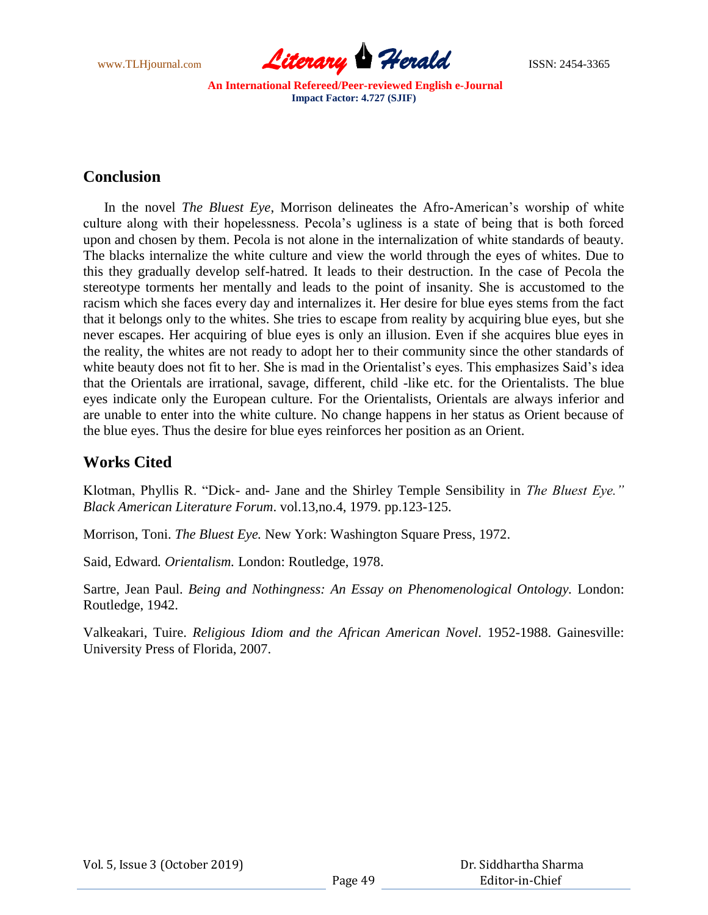## Conclusion

In the novel *The Bluest Eye*, Morrison delineates the Afro-American's worship of white culture along with their hopelessness. Pecola's ugliness is a state of being that is both forced upon and chosen by them. Pecola is not alone in the internalization of white standards of beauty. The blacks internalize the white culture and view the world through the eyes of whites. Due to this they gradually develop self-hatred. It leads to their destruction. In the case of Pecola the stereotype torments her mentally and leads to the point of insanity. She is accustomed to the racism which she faces every day and internalizes it. Her desire for blue eyes stems from the fact that it belongs only to the whites. She tries to escape from reality by acquiring blue eyes, but she never escapes. Her acquiring of blue eyes is only an illusion. Even if she acquires blue eyes in the reality, the whites are not ready to adopt her to their community since the other standards of white beauty does not fit to her. She is mad in the Orientalist's eyes. This emphasizes Said's idea that the Orientals are irrational, savage, different, child -like etc. for the Orientalists. The blue eyes indicate only the European culture. For the Orientalists, Orientals are always inferior and are unable to enter into the white culture. No change happens in her status as Orient because of the blue eyes. Thus the desire for blue eyes reinforces her position as an Orient.

## Works Cited

Klotman, Phyllis R. "Dick- and- Jane and the Shirley Temple Sensibility in *The Bluest Eye." Black American Literature Forum*. vol.13,no.4, 1979. pp.123-125.

Morrison, Toni. *The Bluest Eye.* New York: Washington Square Press, 1972.

Said, Edward. *Orientalism.* London: Routledge, 1978.

Sartre, Jean Paul. *Being and Nothingness: An Essay on Phenomenological Ontology.* London: Routledge, 1942.

Valkeakari, Tuire. *Religious Idiom and the African American Novel.* 1952-1988. Gainesville: University Press of Florida, 2007.